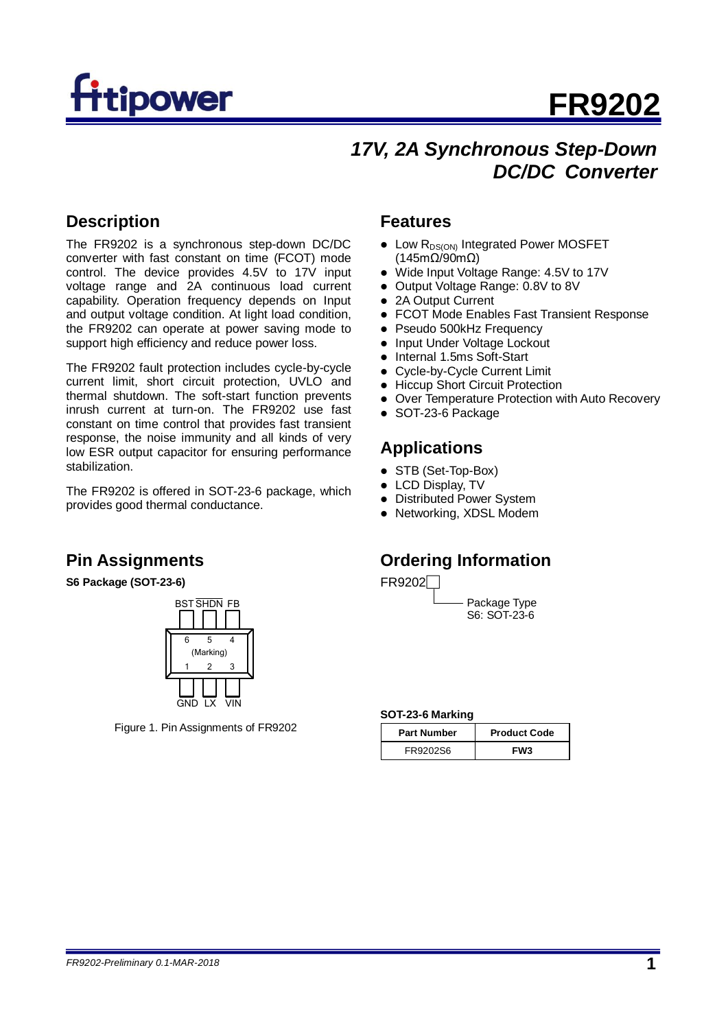# FR9202

## *17V, 2A Synchronous Step-Down DC/DC Converter*

## Description

The FR9202 is a synchronous step-down DC/DC converter with fast constant on time (FCOT) mode control. The device provides 4.5V to 17V input voltage range and 2A continuous load current capability. Operation frequency depends on Input and output voltage condition. At light load condition, the FR9202 can operate at power saving mode to support high efficiency and reduce power loss.

The FR9202 fault protection includes cycle-by-cycle current limit, short circuit protection, UVLO and thermal shutdown. The soft-start function prevents inrush current at turn-on. The FR9202 use fast constant on time control that provides fast transient response, the noise immunity and all kinds of very low ESR output capacitor for ensuring performance stabilization.

The FR9202 is offered in SOT-23-6 package, which provides good thermal conductance.

## Features

- Low $R_{DS(ON)}$ Integrated Power MOSFET (145mΩ/90mΩ)
- Wide Input Voltage Range: 4.5V to 17V
- Output Voltage Range: 0.8V to 8V
- 2A Output Current
- FCOT Mode Enables Fast Transient Response
- Pseudo 500kHz Frequency
- Input Under Voltage Lockout
- Internal 1.5ms Soft-Start
- Cycle-by-Cycle Current Limit
- Hiccup Short Circuit Protection
- Over Temperature Protection with Auto Recovery
- SOT-23-6 Package

## Applications

- STB (Set-Top-Box)
- LCD Display, TV
- Distributed Power System
- Networking, XDSL Modem

## Pin Assignments

**S6 Package (SOT-23-6)**

BST (6), $\overline{SHDN}$ (5), FB (4)

(Marking)

GND (1), LX (2), VIN (3)

Figure 1. Pin Assignments of FR9202

## Ordering Information

FR9202□

Package Type
S6: SOT-23-6

**SOT-23-6 Marking**

| Part Number | Product Code |
|---|---|
| FR9202S6 | **FW3** |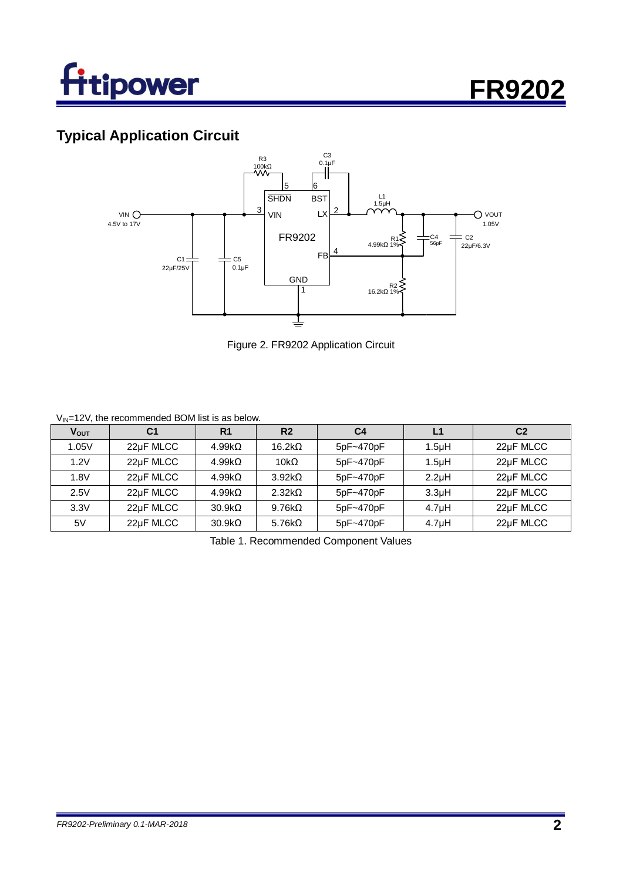## Typical Application Circuit

Figure 2. FR9202 Application Circuit

$V_{IN}$=12V, the recommended BOM list is as below.

| $V_{OUT}$ | C1 | R1 | R2 | C4 | L1 | C2 |
|---|---|---|---|---|---|---|
| 1.05V | 22μF MLCC | 4.99kΩ | 16.2kΩ | 5pF~470pF | 1.5μH | 22μF MLCC |
| 1.2V | 22μF MLCC | 4.99kΩ | 10kΩ | 5pF~470pF | 1.5μH | 22μF MLCC |
| 1.8V | 22μF MLCC | 4.99kΩ | 3.92kΩ | 5pF~470pF | 2.2μH | 22μF MLCC |
| 2.5V | 22μF MLCC | 4.99kΩ | 2.32kΩ | 5pF~470pF | 3.3μH | 22μF MLCC |
| 3.3V | 22μF MLCC | 30.9kΩ | 9.76kΩ | 5pF~470pF | 4.7μH | 22μF MLCC |
| 5V | 22μF MLCC | 30.9kΩ | 5.76kΩ | 5pF~470pF | 4.7μH | 22μF MLCC |

Table 1. Recommended Component Values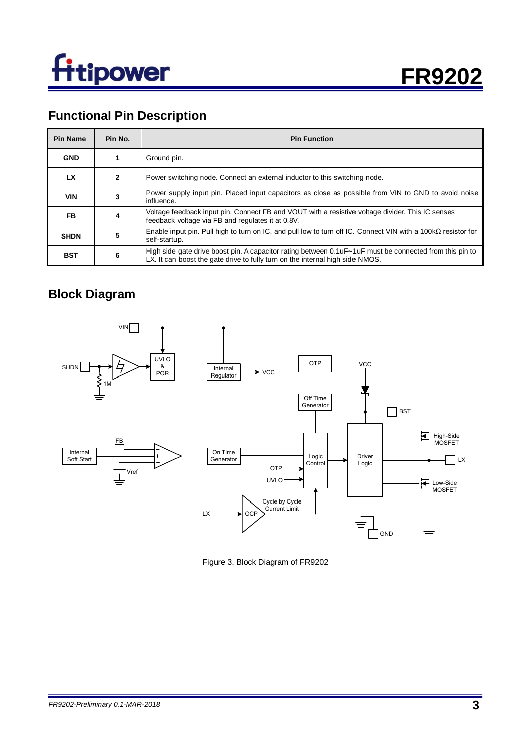## Functional Pin Description

| Pin Name | Pin No. | Pin Function |
|---|---|---|
| **GND** | **1** | Ground pin. |
| **LX** | **2** | Power switching node. Connect an external inductor to this switching node. |
| **VIN** | **3** | Power supply input pin. Placed input capacitors as close as possible from VIN to GND to avoid noise influence. |
| **FB** | **4** | Voltage feedback input pin. Connect FB and VOUT with a resistive voltage divider. This IC senses feedback voltage via FB and regulates it at 0.8V. |
| **$\overline{\text{SHDN}}$** | **5** | Enable input pin. Pull high to turn on IC, and pull low to turn off IC. Connect VIN with a 100kΩ resistor for self-startup. |
| **BST** | **6** | High side gate drive boost pin. A capacitor rating between 0.1uF~1uF must be connected from this pin to LX. It can boost the gate drive to fully turn on the internal high side NMOS. |

## Block Diagram

Figure 3. Block Diagram of FR9202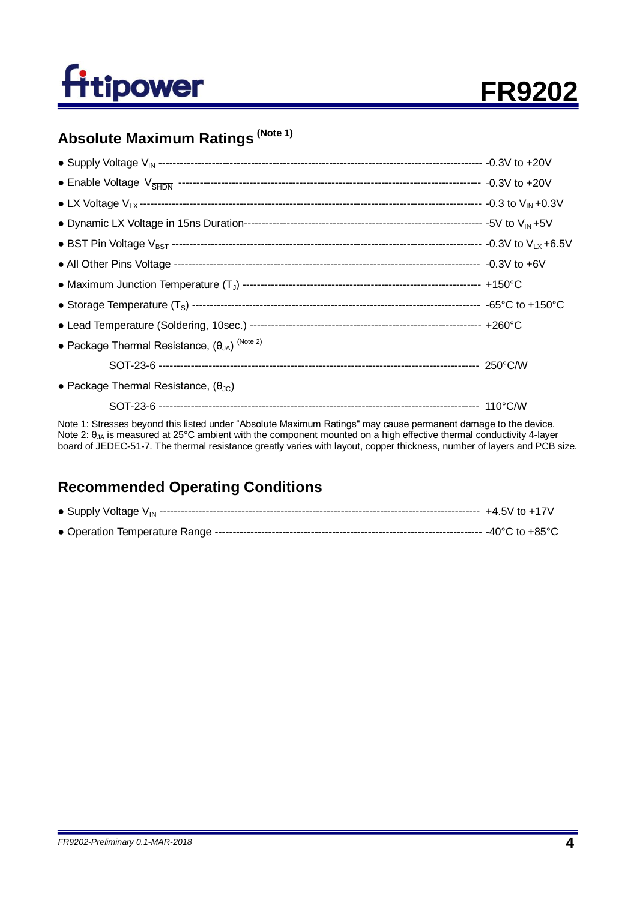## Absolute Maximum Ratings (Note 1)

- Supply Voltage $V_{IN}$ ---------------------------------------------------------------------------------------- -0.3V to +20V
- Enable Voltage $V_{\overline{SHDN}}$ ----------------------------------------------------------------------------------- -0.3V to +20V
- LX Voltage $V_{LX}$ --------------------------------------------------------------------------------------------- -0.3 to $V_{IN}$ +0.3V
- Dynamic LX Voltage in 15ns Duration------------------------------------------------------------------- -5V to $V_{IN}$ +5V
- BST Pin Voltage $V_{BST}$ --------------------------------------------------------------------------------------- -0.3V to $V_{LX}$ +6.5V
- All Other Pins Voltage --------------------------------------------------------------------------------- -0.3V to +6V
- Maximum Junction Temperature ($T_J$) ------------------------------------------------------------------- +150°C
- Storage Temperature ($T_S$) ------------------------------------------------------------------------------- -65°C to +150°C
- Lead Temperature (Soldering, 10sec.) ---------------------------------------------------------------- +260°C
- Package Thermal Resistance, ($\theta_{JA}$) (Note 2)
  - SOT-23-6 ----------------------------------------------------------------------------------------- 250°C/W
- Package Thermal Resistance, ($\theta_{JC}$)
  - SOT-23-6 ----------------------------------------------------------------------------------------- 110°C/W

Note 1: Stresses beyond this listed under "Absolute Maximum Ratings" may cause permanent damage to the device.
Note 2: $\theta_{JA}$ is measured at 25°C ambient with the component mounted on a high effective thermal conductivity 4-layer board of JEDEC-51-7. The thermal resistance greatly varies with layout, copper thickness, number of layers and PCB size.

## Recommended Operating Conditions

- Supply Voltage $V_{IN}$ ---------------------------------------------------------------------------------------- +4.5V to +17V
- Operation Temperature Range --------------------------------------------------------------------------- -40°C to +85°C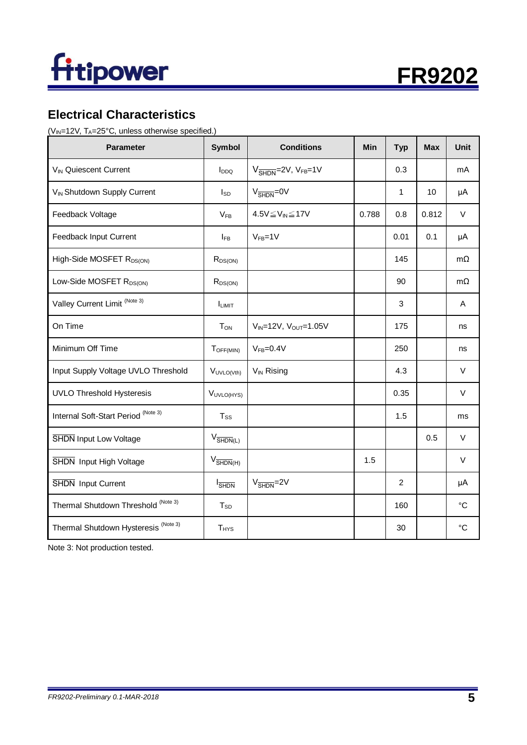## Electrical Characteristics

($V_{IN}$=12V, $T_A$=25°C, unless otherwise specified.)

| Parameter | Symbol | Conditions | Min | Typ | Max | Unit |
|---|---|---|---|---|---|---|
| $V_{IN}$ Quiescent Current | $I_{DDQ}$ | $V_{\overline{SHDN}}$=2V, $V_{FB}$=1V | | 0.3 | | mA |
| $V_{IN}$ Shutdown Supply Current | $I_{SD}$ | $V_{\overline{SHDN}}$=0V | | 1 | 10 | μA |
| Feedback Voltage | $V_{FB}$ | 4.5V≦$V_{IN}$≦17V | 0.788 | 0.8 | 0.812 | V |
| Feedback Input Current | $I_{FB}$ | $V_{FB}$=1V | | 0.01 | 0.1 | μA |
| High-Side MOSFET $R_{DS(ON)}$ | $R_{DS(ON)}$ | | | 145 | | mΩ |
| Low-Side MOSFET $R_{DS(ON)}$ | $R_{DS(ON)}$ | | | 90 | | mΩ |
| Valley Current Limit (Note 3) | $I_{LIMIT}$ | | | 3 | | A |
| On Time | $T_{ON}$ | $V_{IN}$=12V, $V_{OUT}$=1.05V | | 175 | | ns |
| Minimum Off Time | $T_{OFF(MIN)}$ | $V_{FB}$=0.4V | | 250 | | ns |
| Input Supply Voltage UVLO Threshold | $V_{UVLO(Vth)}$ | $V_{IN}$ Rising | | 4.3 | | V |
| UVLO Threshold Hysteresis | $V_{UVLO(HYS)}$ | | | 0.35 | | V |
| Internal Soft-Start Period (Note 3) | $T_{SS}$ | | | 1.5 | | ms |
| $\overline{SHDN}$ Input Low Voltage | $V_{\overline{SHDN}(L)}$ | | | | 0.5 | V |
| $\overline{SHDN}$ Input High Voltage | $V_{\overline{SHDN}(H)}$ | | 1.5 | | | V |
| $\overline{SHDN}$ Input Current | $I_{\overline{SHDN}}$ | $V_{\overline{SHDN}}$=2V | | 2 | | μA |
| Thermal Shutdown Threshold (Note 3) | $T_{SD}$ | | | 160 | | °C |
| Thermal Shutdown Hysteresis (Note 3) | $T_{HYS}$ | | | 30 | | °C |

Note 3: Not production tested.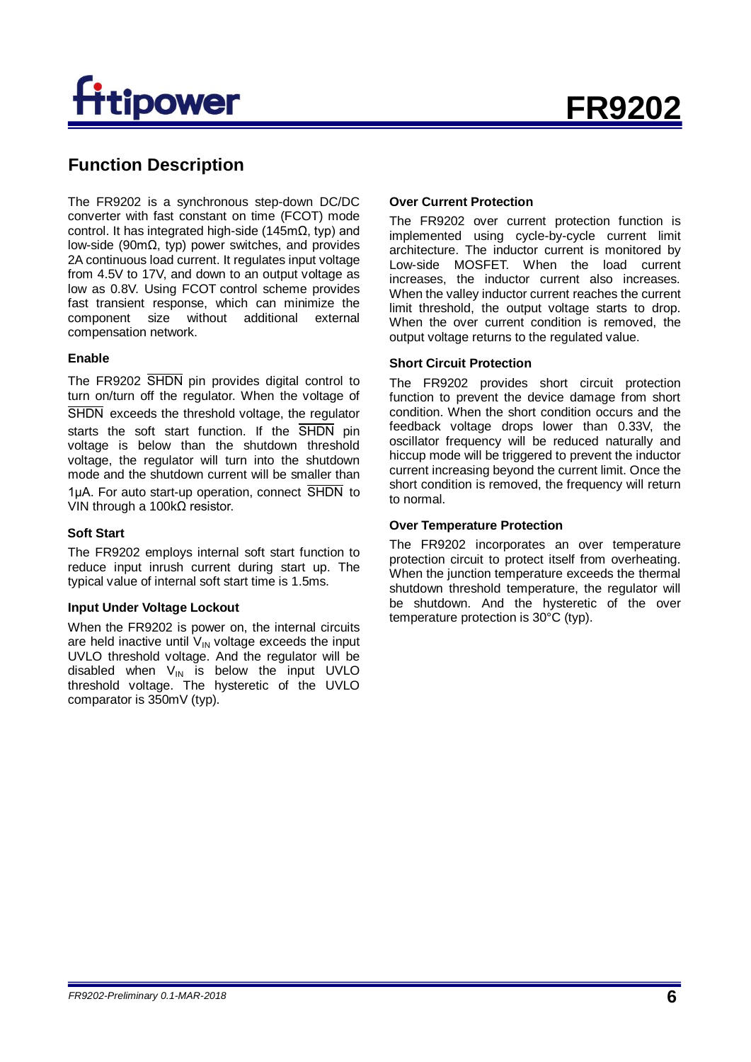## Function Description

The FR9202 is a synchronous step-down DC/DC converter with fast constant on time (FCOT) mode control. It has integrated high-side (145mΩ, typ) and low-side (90mΩ, typ) power switches, and provides 2A continuous load current. It regulates input voltage from 4.5V to 17V, and down to an output voltage as low as 0.8V. Using FCOT control scheme provides fast transient response, which can minimize the component size without additional external compensation network.

### Enable

The FR9202 $\overline{\text{SHDN}}$ pin provides digital control to turn on/turn off the regulator. When the voltage of $\overline{\text{SHDN}}$ exceeds the threshold voltage, the regulator starts the soft start function. If the $\overline{\text{SHDN}}$ pin voltage is below than the shutdown threshold voltage, the regulator will turn into the shutdown mode and the shutdown current will be smaller than 1μA. For auto start-up operation, connect $\overline{\text{SHDN}}$ to VIN through a 100kΩ resistor.

### Soft Start

The FR9202 employs internal soft start function to reduce input inrush current during start up. The typical value of internal soft start time is 1.5ms.

### Input Under Voltage Lockout

When the FR9202 is power on, the internal circuits are held inactive until $V_{IN}$ voltage exceeds the input UVLO threshold voltage. And the regulator will be disabled when $V_{IN}$ is below the input UVLO threshold voltage. The hysteretic of the UVLO comparator is 350mV (typ).

### Over Current Protection

The FR9202 over current protection function is implemented using cycle-by-cycle current limit architecture. The inductor current is monitored by Low-side MOSFET. When the load current increases, the inductor current also increases. When the valley inductor current reaches the current limit threshold, the output voltage starts to drop. When the over current condition is removed, the output voltage returns to the regulated value.

### Short Circuit Protection

The FR9202 provides short circuit protection function to prevent the device damage from short condition. When the short condition occurs and the feedback voltage drops lower than 0.33V, the oscillator frequency will be reduced naturally and hiccup mode will be triggered to prevent the inductor current increasing beyond the current limit. Once the short condition is removed, the frequency will return to normal.

### Over Temperature Protection

The FR9202 incorporates an over temperature protection circuit to protect itself from overheating. When the junction temperature exceeds the thermal shutdown threshold temperature, the regulator will be shutdown. And the hysteretic of the over temperature protection is 30°C (typ).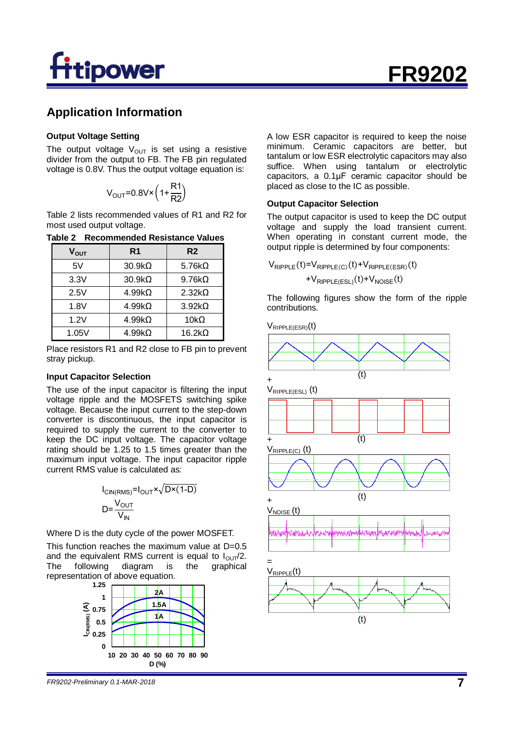## Application Information

### Output Voltage Setting

The output voltage $V_{OUT}$ is set using a resistive divider from the output to FB. The FB pin regulated voltage is 0.8V. Thus the output voltage equation is:

$$V_{OUT}=0.8V\times\left(1+\frac{R1}{R2}\right)$$

Table 2 lists recommended values of R1 and R2 for most used output voltage.

**Table 2 Recommended Resistance Values**

| $V_{OUT}$ | R1 | R2 |
|---|---|---|
| 5V | 30.9kΩ | 5.76kΩ |
| 3.3V | 30.9kΩ | 9.76kΩ |
| 2.5V | 4.99kΩ | 2.32kΩ |
| 1.8V | 4.99kΩ | 3.92kΩ |
| 1.2V | 4.99kΩ | 10kΩ |
| 1.05V | 4.99kΩ | 16.2kΩ |

Place resistors R1 and R2 close to FB pin to prevent stray pickup.

### Input Capacitor Selection

The use of the input capacitor is filtering the input voltage ripple and the MOSFETS switching spike voltage. Because the input current to the step-down converter is discontinuous, the input capacitor is required to supply the current to the converter to keep the DC input voltage. The capacitor voltage rating should be 1.25 to 1.5 times greater than the maximum input voltage. The input capacitor ripple current RMS value is calculated as:

$$I_{CIN(RMS)}=I_{OUT}\times\sqrt{D\times(1-D)}$$

$$D=\frac{V_{OUT}}{V_{IN}}$$

Where D is the duty cycle of the power MOSFET.

This function reaches the maximum value at D=0.5 and the equivalent RMS current is equal to $I_{OUT}/2$. The following diagram is the graphical representation of above equation.

A low ESR capacitor is required to keep the noise minimum. Ceramic capacitors are better, but tantalum or low ESR electrolytic capacitors may also suffice. When using tantalum or electrolytic capacitors, a 0.1μF ceramic capacitor should be placed as close to the IC as possible.

### Output Capacitor Selection

The output capacitor is used to keep the DC output voltage and supply the load transient current. When operating in constant current mode, the output ripple is determined by four components:

$$V_{RIPPLE}(t)=V_{RIPPLE(C)}(t)+V_{RIPPLE(ESR)}(t)+V_{RIPPLE(ESL)}(t)+V_{NOISE}(t)$$

The following figures show the form of the ripple contributions.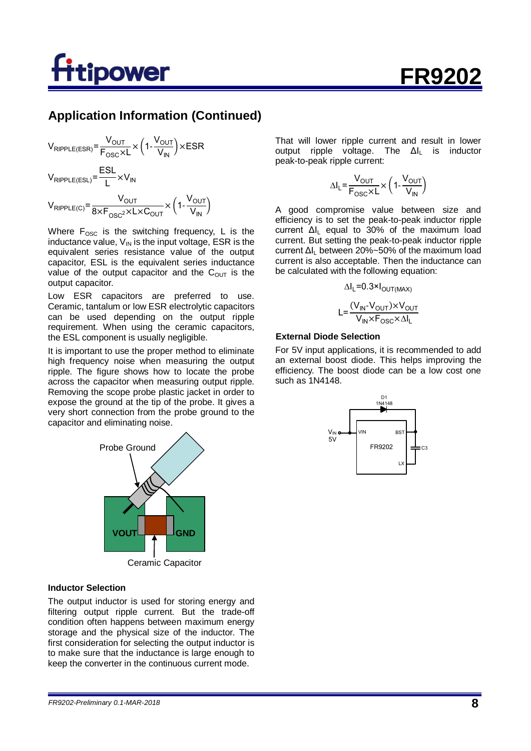## Application Information (Continued)

$$V_{RIPPLE(ESR)}=\frac{V_{OUT}}{F_{OSC}\times L}\times\left(1-\frac{V_{OUT}}{V_{IN}}\right)\times ESR$$

$$V_{RIPPLE(ESL)}=\frac{ESL}{L}\times V_{IN}$$

$$V_{RIPPLE(C)}=\frac{V_{OUT}}{8\times F_{OSC}^{2}\times L\times C_{OUT}}\times\left(1-\frac{V_{OUT}}{V_{IN}}\right)$$

Where $F_{OSC}$ is the switching frequency, L is the inductance value, $V_{IN}$ is the input voltage, ESR is the equivalent series resistance value of the output capacitor, ESL is the equivalent series inductance value of the output capacitor and the $C_{OUT}$ is the output capacitor.

Low ESR capacitors are preferred to use. Ceramic, tantalum or low ESR electrolytic capacitors can be used depending on the output ripple requirement. When using the ceramic capacitors, the ESL component is usually negligible.

It is important to use the proper method to eliminate high frequency noise when measuring the output ripple. The figure shows how to locate the probe across the capacitor when measuring output ripple. Removing the scope probe plastic jacket in order to expose the ground at the tip of the probe. It gives a very short connection from the probe ground to the capacitor and eliminating noise.

Probe Ground

VOUT GND

Ceramic Capacitor

### Inductor Selection

The output inductor is used for storing energy and filtering output ripple current. But the trade-off condition often happens between maximum energy storage and the physical size of the inductor. The first consideration for selecting the output inductor is to make sure that the inductance is large enough to keep the converter in the continuous current mode.

That will lower ripple current and result in lower output ripple voltage. The $\Delta I_L$ is inductor peak-to-peak ripple current:

$$\Delta I_L=\frac{V_{OUT}}{F_{OSC}\times L}\times\left(1-\frac{V_{OUT}}{V_{IN}}\right)$$

A good compromise value between size and efficiency is to set the peak-to-peak inductor ripple current $\Delta I_L$ equal to 30% of the maximum load current. But setting the peak-to-peak inductor ripple current $\Delta I_L$ between 20%~50% of the maximum load current is also acceptable. Then the inductance can be calculated with the following equation:

$$\Delta I_L=0.3\times I_{OUT(MAX)}$$

$$L=\frac{(V_{IN}-V_{OUT})\times V_{OUT}}{V_{IN}\times F_{OSC}\times\Delta I_L}$$

### External Diode Selection

For 5V input applications, it is recommended to add an external boost diode. This helps improving the efficiency. The boost diode can be a low cost one such as 1N4148.

D1 1N4148

$V_{IN}$ 5V

VIN BST FR9202 LX C3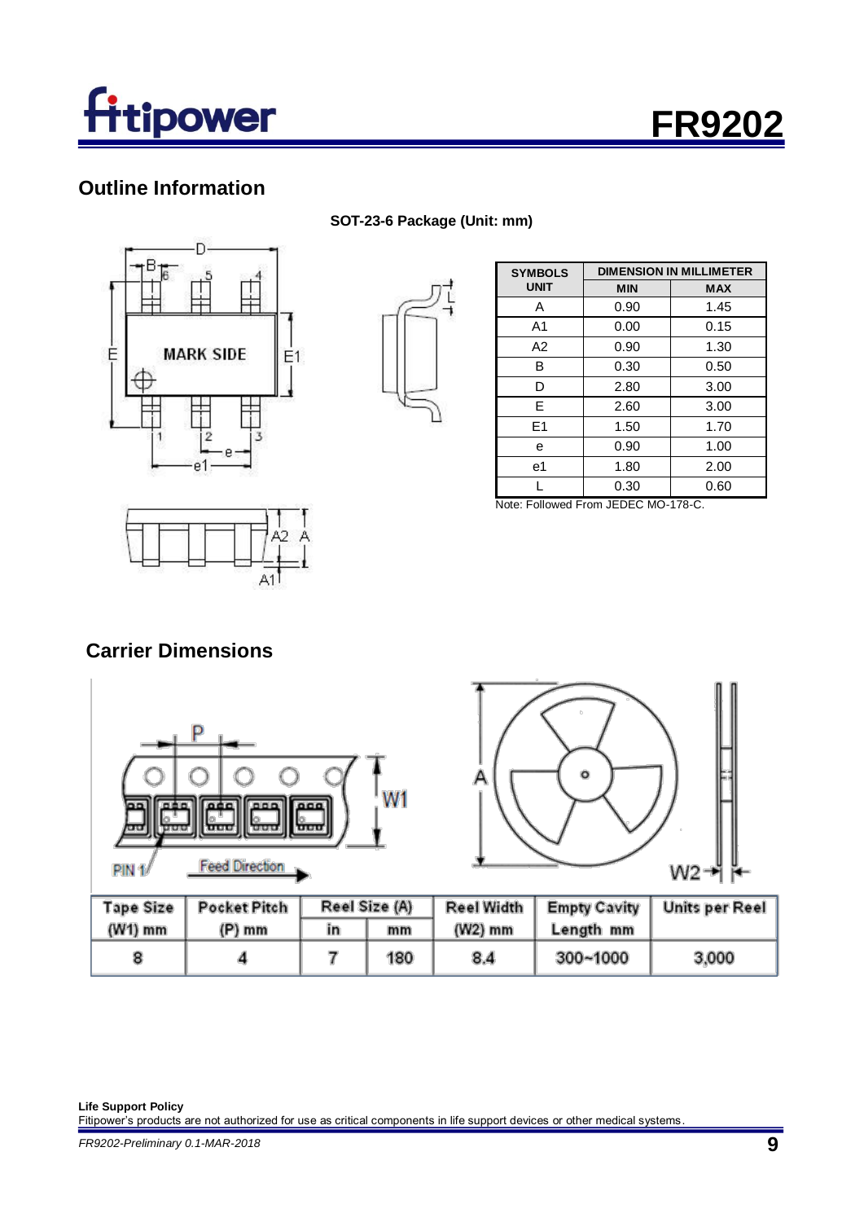## Outline Information

**SOT-23-6 Package (Unit: mm)**

| SYMBOLS UNIT | DIMENSION IN MILLIMETER | |
|---|---|---|
| | MIN | MAX |
| A | 0.90 | 1.45 |
| A1 | 0.00 | 0.15 |
| A2 | 0.90 | 1.30 |
| B | 0.30 | 0.50 |
| D | 2.80 | 3.00 |
| E | 2.60 | 3.00 |
| E1 | 1.50 | 1.70 |
| e | 0.90 | 1.00 |
| e1 | 1.80 | 2.00 |
| L | 0.30 | 0.60 |

Note: Followed From JEDEC MO-178-C.

## Carrier Dimensions

| Tape Size (W1) mm | Pocket Pitch (P) mm | Reel Size (A) | | Reel Width (W2) mm | Empty Cavity Length mm | Units per Reel |
|---|---|---|---|---|---|---|
| | | in | mm | | | |
| 8 | 4 | 7 | 180 | 8.4 | 300~1000 | 3,000 |

**Life Support Policy**
Fitipower's products are not authorized for use as critical components in life support devices or other medical systems.

*FR9202-Preliminary 0.1-MAR-2018*